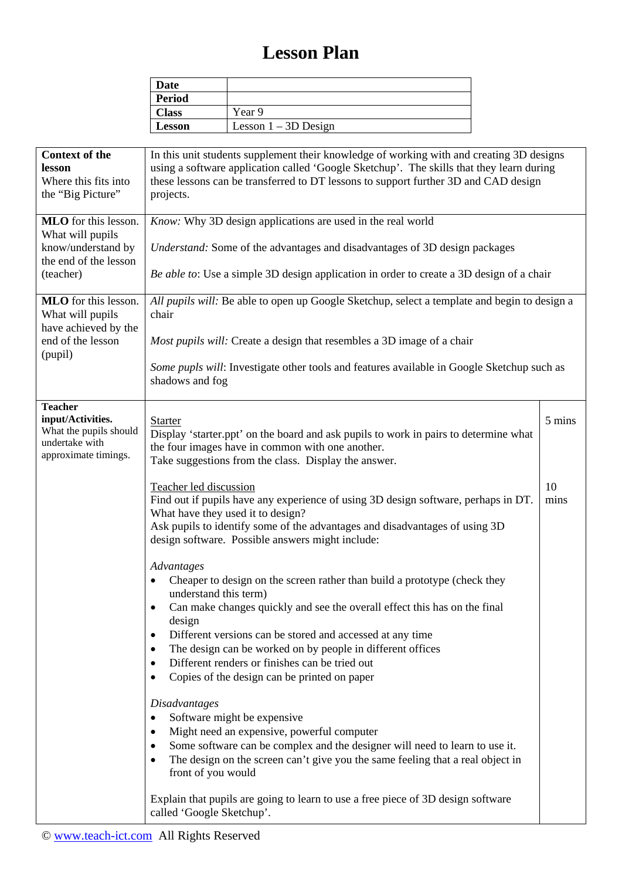# Lesson Plan

| Date | |
|---|---|
| Period | |
| Class | Year 9 |
| Lesson | Lesson 1 – 3D Design |

| | | |
|---|---|---|
| **Context of the lesson** Where this fits into the "Big Picture" | In this unit students supplement their knowledge of working with and creating 3D designs using a software application called 'Google Sketchup'. The skills that they learn during these lessons can be transferred to DT lessons to support further 3D and CAD design projects. | |
| **MLO** for this lesson. What will pupils know/understand by the end of the lesson (teacher) | *Know:* Why 3D design applications are used in the real world<br><br>*Understand:* Some of the advantages and disadvantages of 3D design packages<br><br>*Be able to*: Use a simple 3D design application in order to create a 3D design of a chair | |
| **MLO** for this lesson. What will pupils have achieved by the end of the lesson (pupil) | *All pupils will:* Be able to open up Google Sketchup, select a template and begin to design a chair<br><br>*Most pupils will:* Create a design that resembles a 3D image of a chair<br><br>*Some pupls will*: Investigate other tools and features available in Google Sketchup such as shadows and fog | |
| **Teacher input/Activities.** What the pupils should undertake with approximate timings. | <u>Starter</u><br>Display 'starter.ppt' on the board and ask pupils to work in pairs to determine what the four images have in common with one another.<br>Take suggestions from the class. Display the answer. | 5 mins |
| | <u>Teacher led discussion</u><br>Find out if pupils have any experience of using 3D design software, perhaps in DT. What have they used it to design?<br>Ask pupils to identify some of the advantages and disadvantages of using 3D design software. Possible answers might include:<br><br>*Advantages*<br>• Cheaper to design on the screen rather than build a prototype (check they understand this term)<br>• Can make changes quickly and see the overall effect this has on the final design<br>• Different versions can be stored and accessed at any time<br>• The design can be worked on by people in different offices<br>• Different renders or finishes can be tried out<br>• Copies of the design can be printed on paper<br><br>*Disadvantages*<br>• Software might be expensive<br>• Might need an expensive, powerful computer<br>• Some software can be complex and the designer will need to learn to use it.<br>• The design on the screen can't give you the same feeling that a real object in front of you would<br><br>Explain that pupils are going to learn to use a free piece of 3D design software called 'Google Sketchup'. | 10 mins |

© www.teach-ict.com All Rights Reserved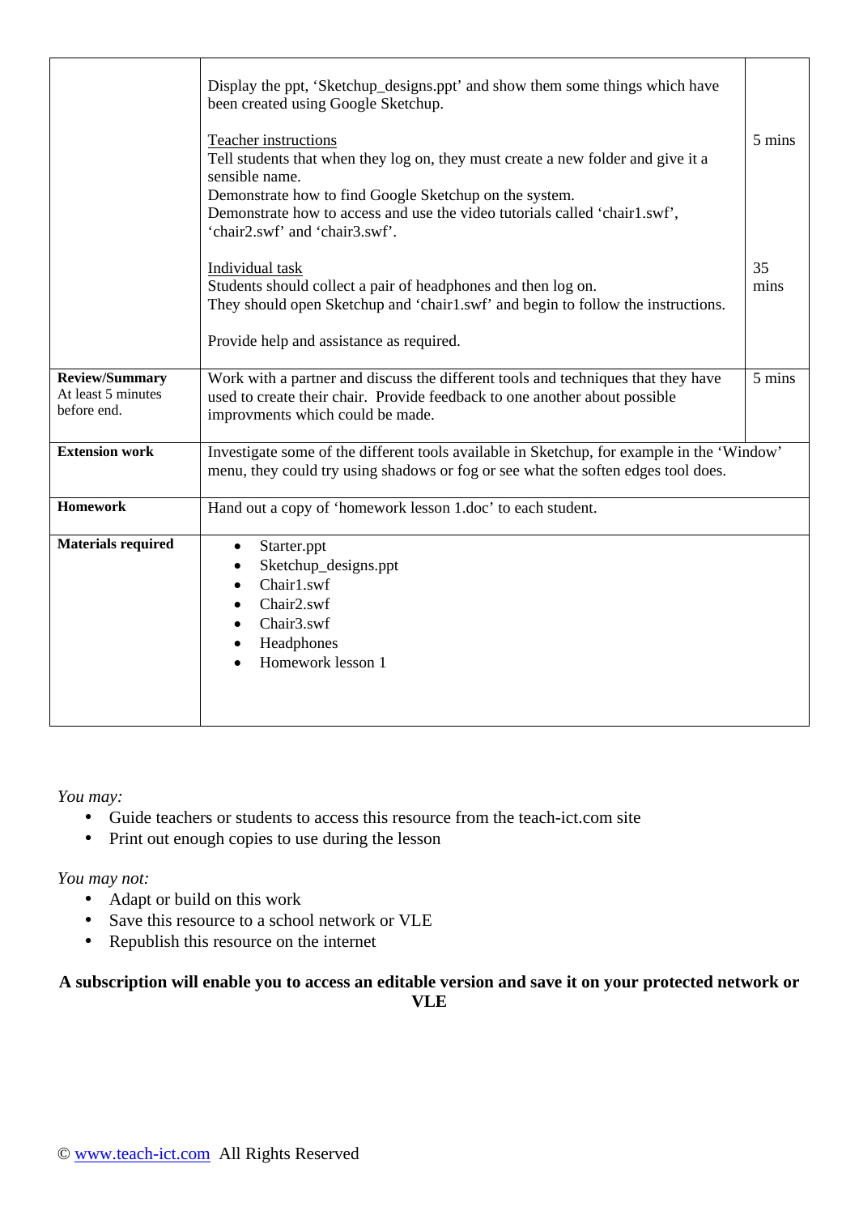| | | |
|---|---|---|
| | Display the ppt, 'Sketchup_designs.ppt' and show them some things which have been created using Google Sketchup.<br><br><u>Teacher instructions</u><br>Tell students that when they log on, they must create a new folder and give it a sensible name.<br>Demonstrate how to find Google Sketchup on the system.<br>Demonstrate how to access and use the video tutorials called 'chair1.swf', 'chair2.swf' and 'chair3.swf'.<br><br><u>Individual task</u><br>Students should collect a pair of headphones and then log on.<br>They should open Sketchup and 'chair1.swf' and begin to follow the instructions.<br><br>Provide help and assistance as required. | 5 mins<br><br><br><br><br>35 mins |
| **Review/Summary**<br>At least 5 minutes before end. | Work with a partner and discuss the different tools and techniques that they have used to create their chair. Provide feedback to one another about possible improvments which could be made. | 5 mins |
| **Extension work** | Investigate some of the different tools available in Sketchup, for example in the 'Window' menu, they could try using shadows or fog or see what the soften edges tool does. | |
| **Homework** | Hand out a copy of 'homework lesson 1.doc' to each student. | |
| **Materials required** | • Starter.ppt<br>• Sketchup_designs.ppt<br>• Chair1.swf<br>• Chair2.swf<br>• Chair3.swf<br>• Headphones<br>• Homework lesson 1 | |

*You may:*

- Guide teachers or students to access this resource from the teach-ict.com site
- Print out enough copies to use during the lesson

*You may not:*

- Adapt or build on this work
- Save this resource to a school network or VLE
- Republish this resource on the internet

**A subscription will enable you to access an editable version and save it on your protected network or VLE**

© www.teach-ict.com All Rights Reserved